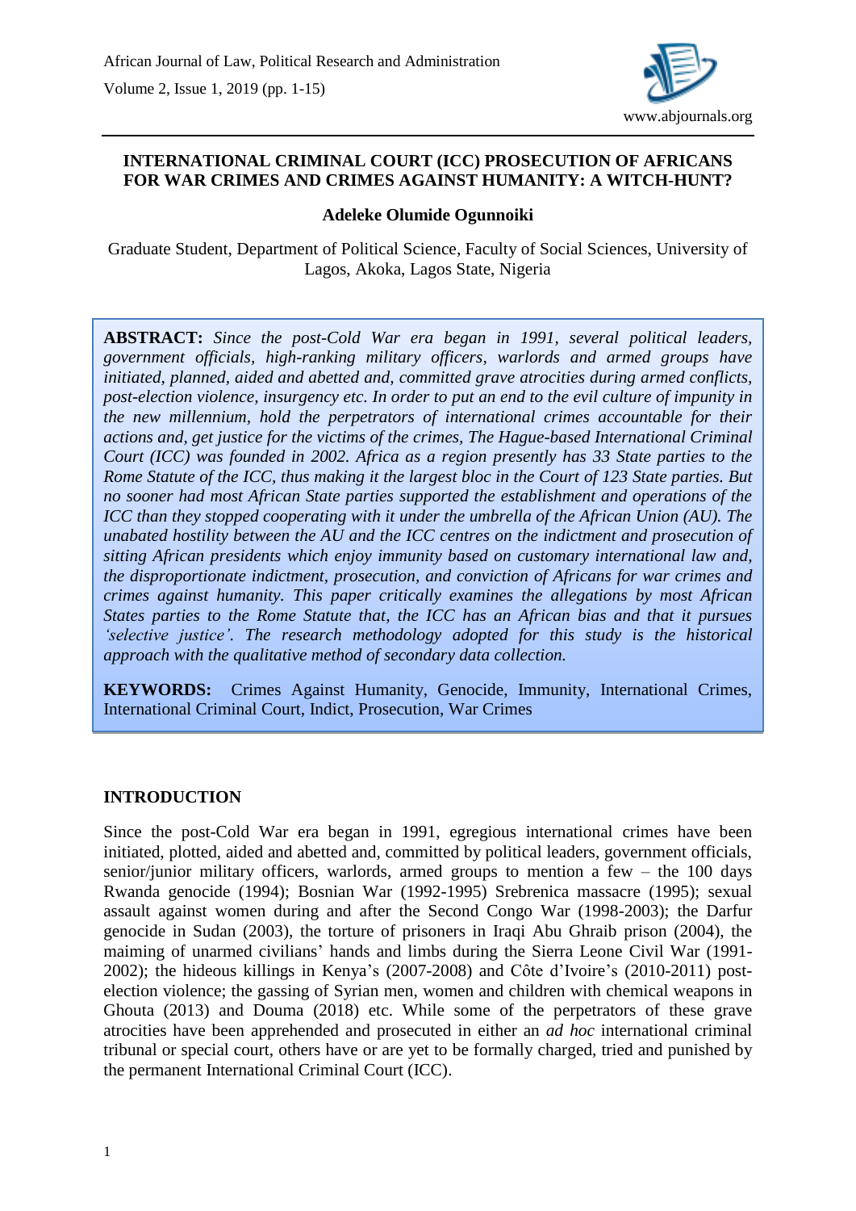# INTERNATIONAL CRIMINAL COURT (ICC) PROSECUTION OF AFRICANS FOR WAR CRIMES AND CRIMES AGAINST HUMANITY: A WITCH-HUNT?

**Adeleke Olumide Ogunnoiki**

Graduate Student, Department of Political Science, Faculty of Social Sciences, University of Lagos, Akoka, Lagos State, Nigeria

**ABSTRACT:** *Since the post-Cold War era began in 1991, several political leaders, government officials, high-ranking military officers, warlords and armed groups have initiated, planned, aided and abetted and, committed grave atrocities during armed conflicts, post-election violence, insurgency etc. In order to put an end to the evil culture of impunity in the new millennium, hold the perpetrators of international crimes accountable for their actions and, get justice for the victims of the crimes, The Hague-based International Criminal Court (ICC) was founded in 2002. Africa as a region presently has 33 State parties to the Rome Statute of the ICC, thus making it the largest bloc in the Court of 123 State parties. But no sooner had most African State parties supported the establishment and operations of the ICC than they stopped cooperating with it under the umbrella of the African Union (AU). The unabated hostility between the AU and the ICC centres on the indictment and prosecution of sitting African presidents which enjoy immunity based on customary international law and, the disproportionate indictment, prosecution, and conviction of Africans for war crimes and crimes against humanity. This paper critically examines the allegations by most African States parties to the Rome Statute that, the ICC has an African bias and that it pursues 'selective justice'. The research methodology adopted for this study is the historical approach with the qualitative method of secondary data collection.*

**KEYWORDS:** Crimes Against Humanity, Genocide, Immunity, International Crimes, International Criminal Court, Indict, Prosecution, War Crimes

## INTRODUCTION

Since the post-Cold War era began in 1991, egregious international crimes have been initiated, plotted, aided and abetted and, committed by political leaders, government officials, senior/junior military officers, warlords, armed groups to mention a few – the 100 days Rwanda genocide (1994); Bosnian War (1992-1995) Srebrenica massacre (1995); sexual assault against women during and after the Second Congo War (1998-2003); the Darfur genocide in Sudan (2003), the torture of prisoners in Iraqi Abu Ghraib prison (2004), the maiming of unarmed civilians' hands and limbs during the Sierra Leone Civil War (1991-2002); the hideous killings in Kenya's (2007-2008) and Côte d'Ivoire's (2010-2011) post-election violence; the gassing of Syrian men, women and children with chemical weapons in Ghouta (2013) and Douma (2018) etc. While some of the perpetrators of these grave atrocities have been apprehended and prosecuted in either an *ad hoc* international criminal tribunal or special court, others have or are yet to be formally charged, tried and punished by the permanent International Criminal Court (ICC).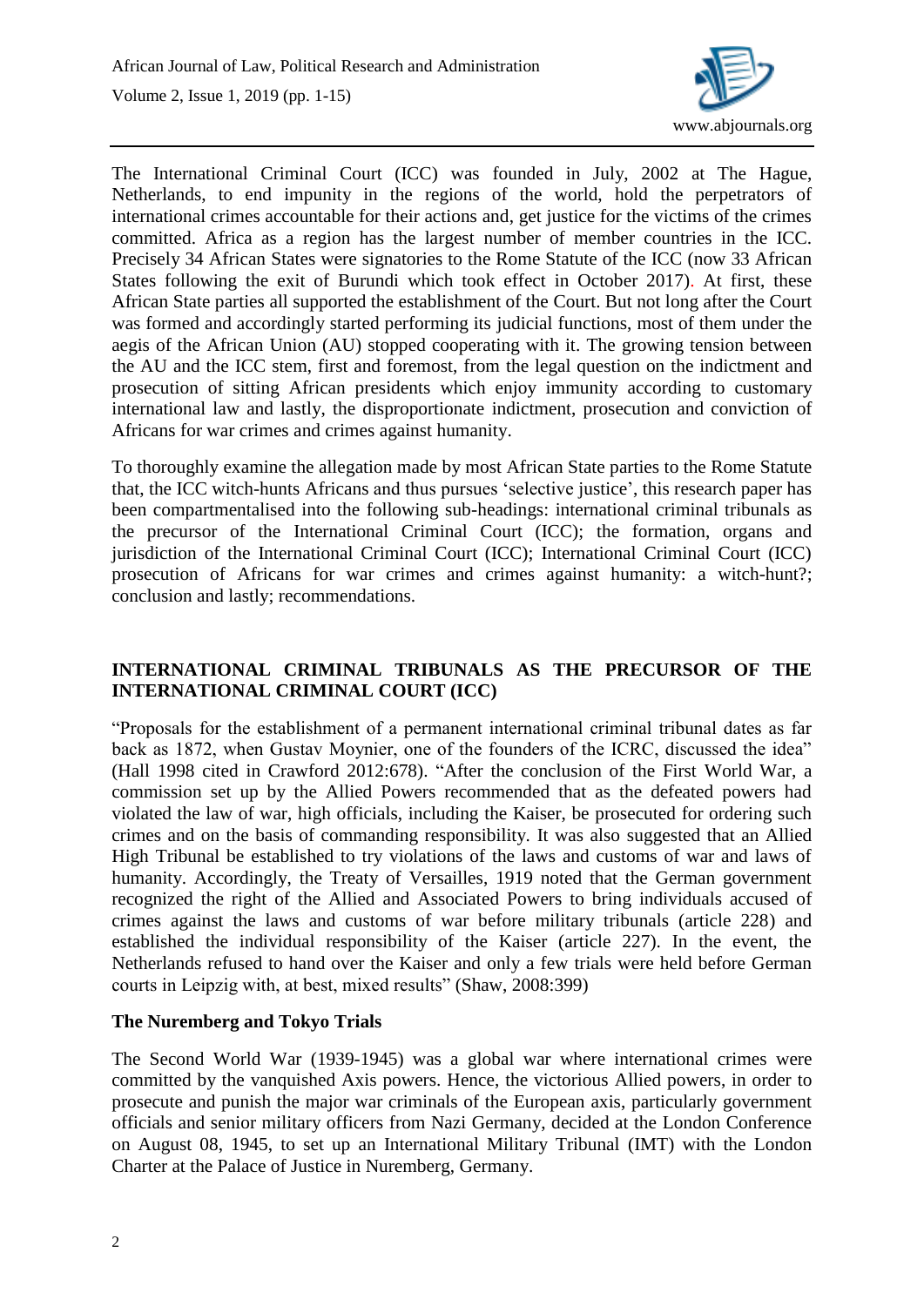The International Criminal Court (ICC) was founded in July, 2002 at The Hague, Netherlands, to end impunity in the regions of the world, hold the perpetrators of international crimes accountable for their actions and, get justice for the victims of the crimes committed. Africa as a region has the largest number of member countries in the ICC. Precisely 34 African States were signatories to the Rome Statute of the ICC (now 33 African States following the exit of Burundi which took effect in October 2017). At first, these African State parties all supported the establishment of the Court. But not long after the Court was formed and accordingly started performing its judicial functions, most of them under the aegis of the African Union (AU) stopped cooperating with it. The growing tension between the AU and the ICC stem, first and foremost, from the legal question on the indictment and prosecution of sitting African presidents which enjoy immunity according to customary international law and lastly, the disproportionate indictment, prosecution and conviction of Africans for war crimes and crimes against humanity.

To thoroughly examine the allegation made by most African State parties to the Rome Statute that, the ICC witch-hunts Africans and thus pursues 'selective justice', this research paper has been compartmentalised into the following sub-headings: international criminal tribunals as the precursor of the International Criminal Court (ICC); the formation, organs and jurisdiction of the International Criminal Court (ICC); International Criminal Court (ICC) prosecution of Africans for war crimes and crimes against humanity: a witch-hunt?; conclusion and lastly; recommendations.

## INTERNATIONAL CRIMINAL TRIBUNALS AS THE PRECURSOR OF THE INTERNATIONAL CRIMINAL COURT (ICC)

"Proposals for the establishment of a permanent international criminal tribunal dates as far back as 1872, when Gustav Moynier, one of the founders of the ICRC, discussed the idea" (Hall 1998 cited in Crawford 2012:678). "After the conclusion of the First World War, a commission set up by the Allied Powers recommended that as the defeated powers had violated the law of war, high officials, including the Kaiser, be prosecuted for ordering such crimes and on the basis of commanding responsibility. It was also suggested that an Allied High Tribunal be established to try violations of the laws and customs of war and laws of humanity. Accordingly, the Treaty of Versailles, 1919 noted that the German government recognized the right of the Allied and Associated Powers to bring individuals accused of crimes against the laws and customs of war before military tribunals (article 228) and established the individual responsibility of the Kaiser (article 227). In the event, the Netherlands refused to hand over the Kaiser and only a few trials were held before German courts in Leipzig with, at best, mixed results" (Shaw, 2008:399)

### The Nuremberg and Tokyo Trials

The Second World War (1939-1945) was a global war where international crimes were committed by the vanquished Axis powers. Hence, the victorious Allied powers, in order to prosecute and punish the major war criminals of the European axis, particularly government officials and senior military officers from Nazi Germany, decided at the London Conference on August 08, 1945, to set up an International Military Tribunal (IMT) with the London Charter at the Palace of Justice in Nuremberg, Germany.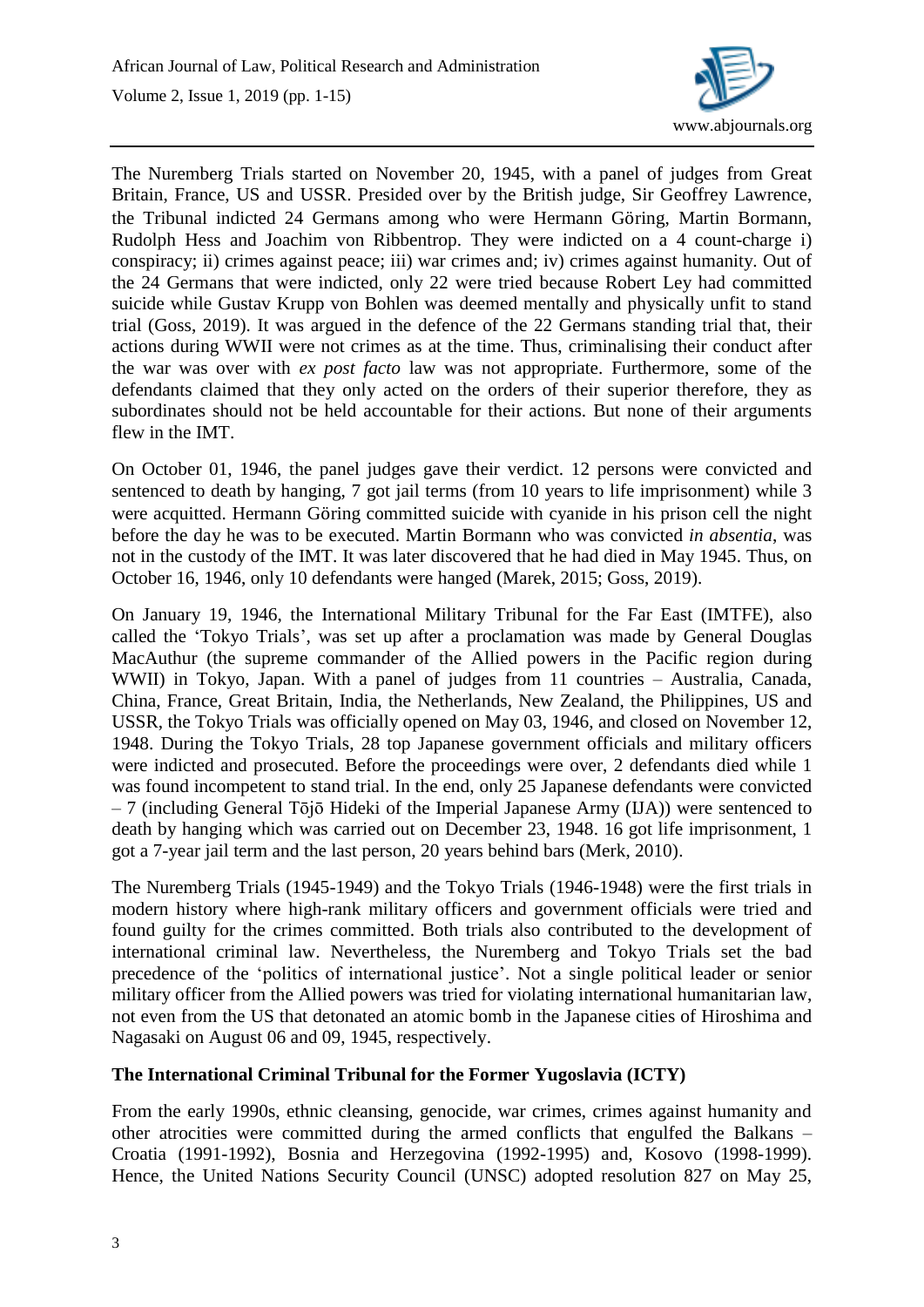The Nuremberg Trials started on November 20, 1945, with a panel of judges from Great Britain, France, US and USSR. Presided over by the British judge, Sir Geoffrey Lawrence, the Tribunal indicted 24 Germans among who were Hermann Göring, Martin Bormann, Rudolph Hess and Joachim von Ribbentrop. They were indicted on a 4 count-charge i) conspiracy; ii) crimes against peace; iii) war crimes and; iv) crimes against humanity. Out of the 24 Germans that were indicted, only 22 were tried because Robert Ley had committed suicide while Gustav Krupp von Bohlen was deemed mentally and physically unfit to stand trial (Goss, 2019). It was argued in the defence of the 22 Germans standing trial that, their actions during WWII were not crimes as at the time. Thus, criminalising their conduct after the war was over with *ex post facto* law was not appropriate. Furthermore, some of the defendants claimed that they only acted on the orders of their superior therefore, they as subordinates should not be held accountable for their actions. But none of their arguments flew in the IMT.

On October 01, 1946, the panel judges gave their verdict. 12 persons were convicted and sentenced to death by hanging, 7 got jail terms (from 10 years to life imprisonment) while 3 were acquitted. Hermann Göring committed suicide with cyanide in his prison cell the night before the day he was to be executed. Martin Bormann who was convicted *in absentia*, was not in the custody of the IMT. It was later discovered that he had died in May 1945. Thus, on October 16, 1946, only 10 defendants were hanged (Marek, 2015; Goss, 2019).

On January 19, 1946, the International Military Tribunal for the Far East (IMTFE), also called the 'Tokyo Trials', was set up after a proclamation was made by General Douglas MacAuthur (the supreme commander of the Allied powers in the Pacific region during WWII) in Tokyo, Japan. With a panel of judges from 11 countries – Australia, Canada, China, France, Great Britain, India, the Netherlands, New Zealand, the Philippines, US and USSR, the Tokyo Trials was officially opened on May 03, 1946, and closed on November 12, 1948. During the Tokyo Trials, 28 top Japanese government officials and military officers were indicted and prosecuted. Before the proceedings were over, 2 defendants died while 1 was found incompetent to stand trial. In the end, only 25 Japanese defendants were convicted – 7 (including General Tōjō Hideki of the Imperial Japanese Army (IJA)) were sentenced to death by hanging which was carried out on December 23, 1948. 16 got life imprisonment, 1 got a 7-year jail term and the last person, 20 years behind bars (Merk, 2010).

The Nuremberg Trials (1945-1949) and the Tokyo Trials (1946-1948) were the first trials in modern history where high-rank military officers and government officials were tried and found guilty for the crimes committed. Both trials also contributed to the development of international criminal law. Nevertheless, the Nuremberg and Tokyo Trials set the bad precedence of the 'politics of international justice'. Not a single political leader or senior military officer from the Allied powers was tried for violating international humanitarian law, not even from the US that detonated an atomic bomb in the Japanese cities of Hiroshima and Nagasaki on August 06 and 09, 1945, respectively.

**The International Criminal Tribunal for the Former Yugoslavia (ICTY)**

From the early 1990s, ethnic cleansing, genocide, war crimes, crimes against humanity and other atrocities were committed during the armed conflicts that engulfed the Balkans – Croatia (1991-1992), Bosnia and Herzegovina (1992-1995) and, Kosovo (1998-1999). Hence, the United Nations Security Council (UNSC) adopted resolution 827 on May 25,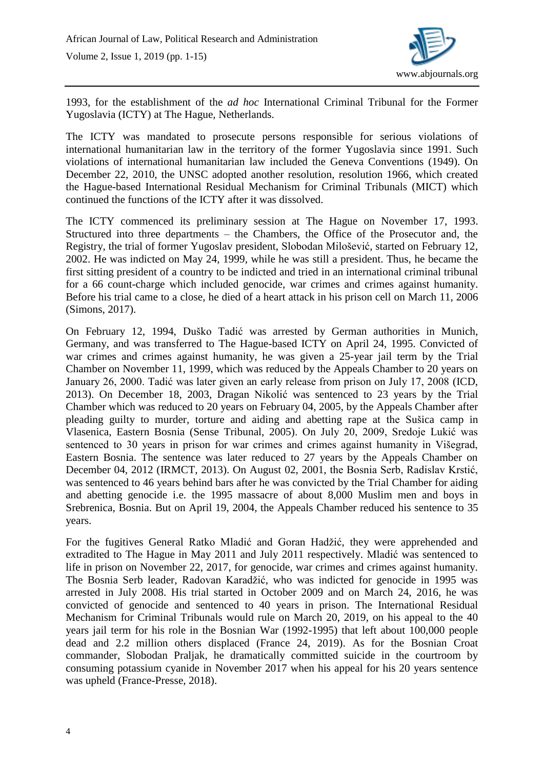1993, for the establishment of the *ad hoc* International Criminal Tribunal for the Former Yugoslavia (ICTY) at The Hague, Netherlands.

The ICTY was mandated to prosecute persons responsible for serious violations of international humanitarian law in the territory of the former Yugoslavia since 1991. Such violations of international humanitarian law included the Geneva Conventions (1949). On December 22, 2010, the UNSC adopted another resolution, resolution 1966, which created the Hague-based International Residual Mechanism for Criminal Tribunals (MICT) which continued the functions of the ICTY after it was dissolved.

The ICTY commenced its preliminary session at The Hague on November 17, 1993. Structured into three departments – the Chambers, the Office of the Prosecutor and, the Registry, the trial of former Yugoslav president, Slobodan Milošević, started on February 12, 2002. He was indicted on May 24, 1999, while he was still a president. Thus, he became the first sitting president of a country to be indicted and tried in an international criminal tribunal for a 66 count-charge which included genocide, war crimes and crimes against humanity. Before his trial came to a close, he died of a heart attack in his prison cell on March 11, 2006 (Simons, 2017).

On February 12, 1994, Duško Tadić was arrested by German authorities in Munich, Germany, and was transferred to The Hague-based ICTY on April 24, 1995. Convicted of war crimes and crimes against humanity, he was given a 25-year jail term by the Trial Chamber on November 11, 1999, which was reduced by the Appeals Chamber to 20 years on January 26, 2000. Tadić was later given an early release from prison on July 17, 2008 (ICD, 2013). On December 18, 2003, Dragan Nikolić was sentenced to 23 years by the Trial Chamber which was reduced to 20 years on February 04, 2005, by the Appeals Chamber after pleading guilty to murder, torture and aiding and abetting rape at the Sušica camp in Vlasenica, Eastern Bosnia (Sense Tribunal, 2005). On July 20, 2009, Sredoje Lukić was sentenced to 30 years in prison for war crimes and crimes against humanity in Višegrad, Eastern Bosnia. The sentence was later reduced to 27 years by the Appeals Chamber on December 04, 2012 (IRMCT, 2013). On August 02, 2001, the Bosnia Serb, Radislav Krstić, was sentenced to 46 years behind bars after he was convicted by the Trial Chamber for aiding and abetting genocide i.e. the 1995 massacre of about 8,000 Muslim men and boys in Srebrenica, Bosnia. But on April 19, 2004, the Appeals Chamber reduced his sentence to 35 years.

For the fugitives General Ratko Mladić and Goran Hadžić, they were apprehended and extradited to The Hague in May 2011 and July 2011 respectively. Mladić was sentenced to life in prison on November 22, 2017, for genocide, war crimes and crimes against humanity. The Bosnia Serb leader, Radovan Karadžić, who was indicted for genocide in 1995 was arrested in July 2008. His trial started in October 2009 and on March 24, 2016, he was convicted of genocide and sentenced to 40 years in prison. The International Residual Mechanism for Criminal Tribunals would rule on March 20, 2019, on his appeal to the 40 years jail term for his role in the Bosnian War (1992-1995) that left about 100,000 people dead and 2.2 million others displaced (France 24, 2019). As for the Bosnian Croat commander, Slobodan Praljak, he dramatically committed suicide in the courtroom by consuming potassium cyanide in November 2017 when his appeal for his 20 years sentence was upheld (France-Presse, 2018).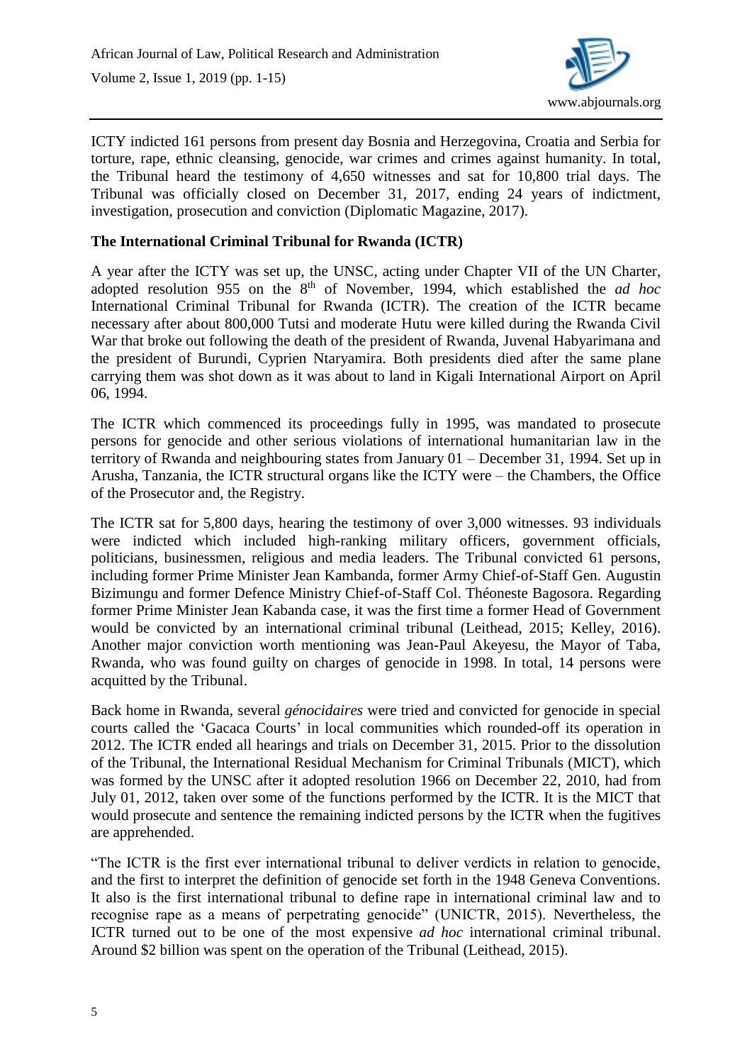ICTY indicted 161 persons from present day Bosnia and Herzegovina, Croatia and Serbia for torture, rape, ethnic cleansing, genocide, war crimes and crimes against humanity. In total, the Tribunal heard the testimony of 4,650 witnesses and sat for 10,800 trial days. The Tribunal was officially closed on December 31, 2017, ending 24 years of indictment, investigation, prosecution and conviction (Diplomatic Magazine, 2017).

**The International Criminal Tribunal for Rwanda (ICTR)**

A year after the ICTY was set up, the UNSC, acting under Chapter VII of the UN Charter, adopted resolution 955 on the 8th of November, 1994, which established the *ad hoc* International Criminal Tribunal for Rwanda (ICTR). The creation of the ICTR became necessary after about 800,000 Tutsi and moderate Hutu were killed during the Rwanda Civil War that broke out following the death of the president of Rwanda, Juvenal Habyarimana and the president of Burundi, Cyprien Ntaryamira. Both presidents died after the same plane carrying them was shot down as it was about to land in Kigali International Airport on April 06, 1994.

The ICTR which commenced its proceedings fully in 1995, was mandated to prosecute persons for genocide and other serious violations of international humanitarian law in the territory of Rwanda and neighbouring states from January 01 – December 31, 1994. Set up in Arusha, Tanzania, the ICTR structural organs like the ICTY were – the Chambers, the Office of the Prosecutor and, the Registry.

The ICTR sat for 5,800 days, hearing the testimony of over 3,000 witnesses. 93 individuals were indicted which included high-ranking military officers, government officials, politicians, businessmen, religious and media leaders. The Tribunal convicted 61 persons, including former Prime Minister Jean Kambanda, former Army Chief-of-Staff Gen. Augustin Bizimungu and former Defence Ministry Chief-of-Staff Col. Théoneste Bagosora. Regarding former Prime Minister Jean Kabanda case, it was the first time a former Head of Government would be convicted by an international criminal tribunal (Leithead, 2015; Kelley, 2016). Another major conviction worth mentioning was Jean-Paul Akeyesu, the Mayor of Taba, Rwanda, who was found guilty on charges of genocide in 1998. In total, 14 persons were acquitted by the Tribunal.

Back home in Rwanda, several *génocidaires* were tried and convicted for genocide in special courts called the 'Gacaca Courts' in local communities which rounded-off its operation in 2012. The ICTR ended all hearings and trials on December 31, 2015. Prior to the dissolution of the Tribunal, the International Residual Mechanism for Criminal Tribunals (MICT), which was formed by the UNSC after it adopted resolution 1966 on December 22, 2010, had from July 01, 2012, taken over some of the functions performed by the ICTR. It is the MICT that would prosecute and sentence the remaining indicted persons by the ICTR when the fugitives are apprehended.

"The ICTR is the first ever international tribunal to deliver verdicts in relation to genocide, and the first to interpret the definition of genocide set forth in the 1948 Geneva Conventions. It also is the first international tribunal to define rape in international criminal law and to recognise rape as a means of perpetrating genocide" (UNICTR, 2015). Nevertheless, the ICTR turned out to be one of the most expensive *ad hoc* international criminal tribunal. Around $2 billion was spent on the operation of the Tribunal (Leithead, 2015).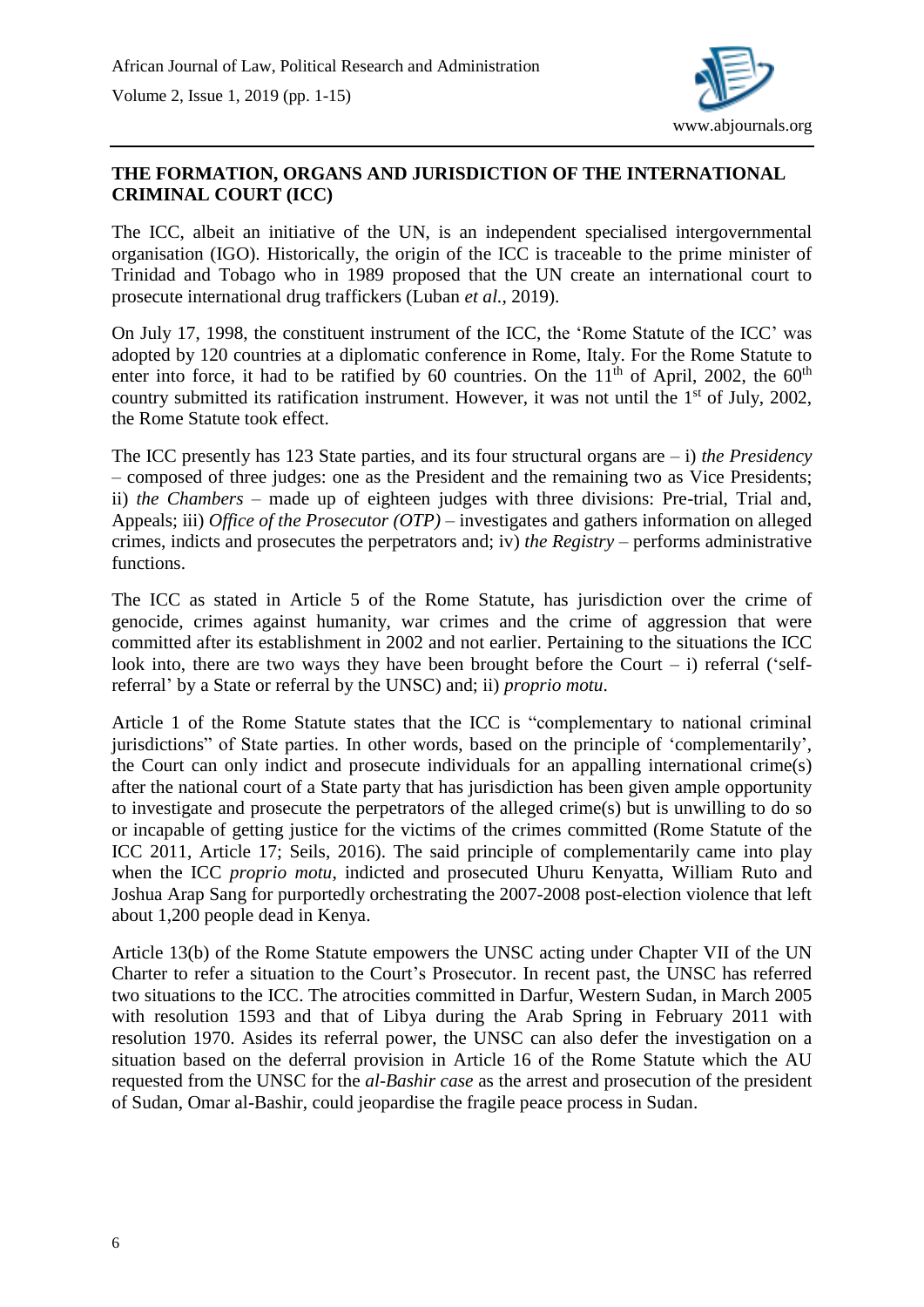**THE FORMATION, ORGANS AND JURISDICTION OF THE INTERNATIONAL CRIMINAL COURT (ICC)**

The ICC, albeit an initiative of the UN, is an independent specialised intergovernmental organisation (IGO). Historically, the origin of the ICC is traceable to the prime minister of Trinidad and Tobago who in 1989 proposed that the UN create an international court to prosecute international drug traffickers (Luban *et al.*, 2019).

On July 17, 1998, the constituent instrument of the ICC, the 'Rome Statute of the ICC' was adopted by 120 countries at a diplomatic conference in Rome, Italy. For the Rome Statute to enter into force, it had to be ratified by 60 countries. On the 11th of April, 2002, the 60th country submitted its ratification instrument. However, it was not until the 1st of July, 2002, the Rome Statute took effect.

The ICC presently has 123 State parties, and its four structural organs are – i) *the Presidency* – composed of three judges: one as the President and the remaining two as Vice Presidents; ii) *the Chambers* – made up of eighteen judges with three divisions: Pre-trial, Trial and, Appeals; iii) *Office of the Prosecutor (OTP)* – investigates and gathers information on alleged crimes, indicts and prosecutes the perpetrators and; iv) *the Registry* – performs administrative functions.

The ICC as stated in Article 5 of the Rome Statute, has jurisdiction over the crime of genocide, crimes against humanity, war crimes and the crime of aggression that were committed after its establishment in 2002 and not earlier. Pertaining to the situations the ICC look into, there are two ways they have been brought before the Court – i) referral ('self-referral' by a State or referral by the UNSC) and; ii) *proprio motu*.

Article 1 of the Rome Statute states that the ICC is "complementary to national criminal jurisdictions" of State parties. In other words, based on the principle of 'complementarily', the Court can only indict and prosecute individuals for an appalling international crime(s) after the national court of a State party that has jurisdiction has been given ample opportunity to investigate and prosecute the perpetrators of the alleged crime(s) but is unwilling to do so or incapable of getting justice for the victims of the crimes committed (Rome Statute of the ICC 2011, Article 17; Seils, 2016). The said principle of complementarily came into play when the ICC *proprio motu*, indicted and prosecuted Uhuru Kenyatta, William Ruto and Joshua Arap Sang for purportedly orchestrating the 2007-2008 post-election violence that left about 1,200 people dead in Kenya.

Article 13(b) of the Rome Statute empowers the UNSC acting under Chapter VII of the UN Charter to refer a situation to the Court's Prosecutor. In recent past, the UNSC has referred two situations to the ICC. The atrocities committed in Darfur, Western Sudan, in March 2005 with resolution 1593 and that of Libya during the Arab Spring in February 2011 with resolution 1970. Asides its referral power, the UNSC can also defer the investigation on a situation based on the deferral provision in Article 16 of the Rome Statute which the AU requested from the UNSC for the *al-Bashir case* as the arrest and prosecution of the president of Sudan, Omar al-Bashir, could jeopardise the fragile peace process in Sudan.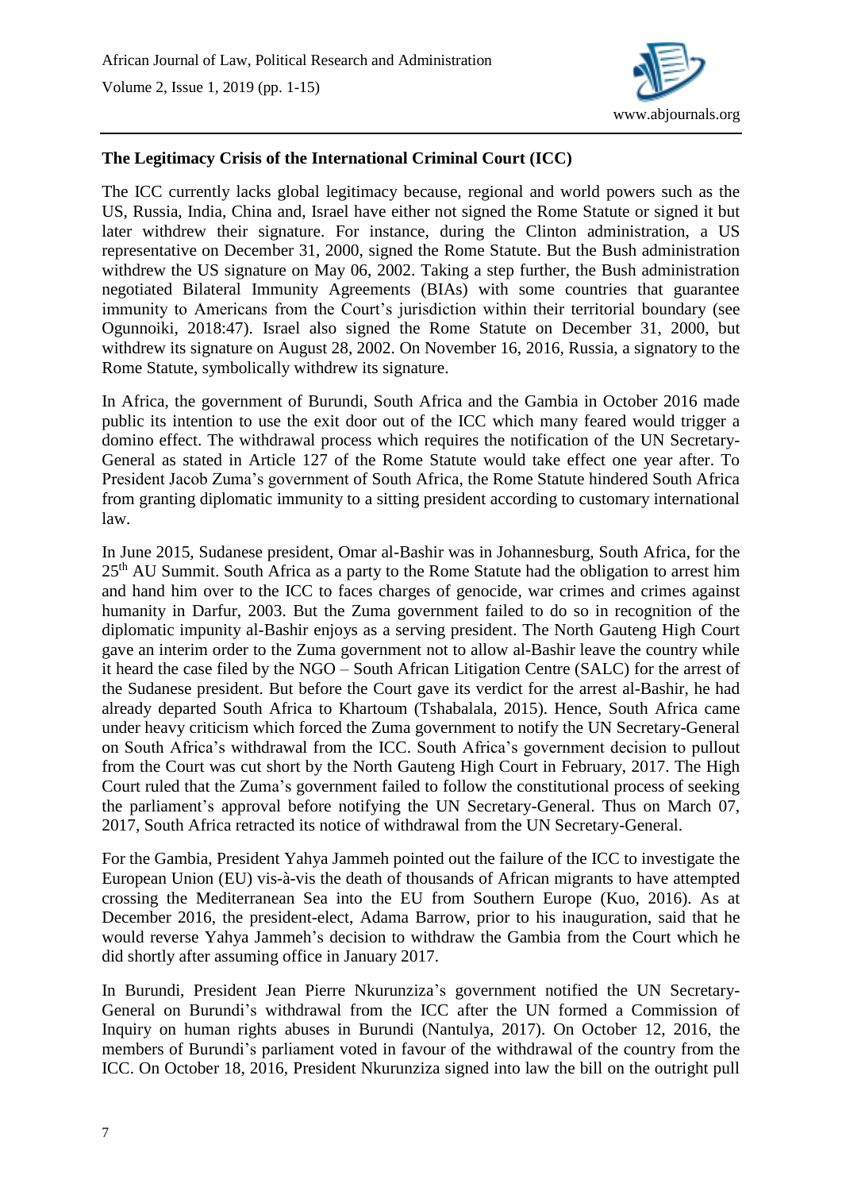**The Legitimacy Crisis of the International Criminal Court (ICC)**

The ICC currently lacks global legitimacy because, regional and world powers such as the US, Russia, India, China and, Israel have either not signed the Rome Statute or signed it but later withdrew their signature. For instance, during the Clinton administration, a US representative on December 31, 2000, signed the Rome Statute. But the Bush administration withdrew the US signature on May 06, 2002. Taking a step further, the Bush administration negotiated Bilateral Immunity Agreements (BIAs) with some countries that guarantee immunity to Americans from the Court's jurisdiction within their territorial boundary (see Ogunnoiki, 2018:47). Israel also signed the Rome Statute on December 31, 2000, but withdrew its signature on August 28, 2002. On November 16, 2016, Russia, a signatory to the Rome Statute, symbolically withdrew its signature.

In Africa, the government of Burundi, South Africa and the Gambia in October 2016 made public its intention to use the exit door out of the ICC which many feared would trigger a domino effect. The withdrawal process which requires the notification of the UN Secretary-General as stated in Article 127 of the Rome Statute would take effect one year after. To President Jacob Zuma's government of South Africa, the Rome Statute hindered South Africa from granting diplomatic immunity to a sitting president according to customary international law.

In June 2015, Sudanese president, Omar al-Bashir was in Johannesburg, South Africa, for the 25th AU Summit. South Africa as a party to the Rome Statute had the obligation to arrest him and hand him over to the ICC to faces charges of genocide, war crimes and crimes against humanity in Darfur, 2003. But the Zuma government failed to do so in recognition of the diplomatic impunity al-Bashir enjoys as a serving president. The North Gauteng High Court gave an interim order to the Zuma government not to allow al-Bashir leave the country while it heard the case filed by the NGO – South African Litigation Centre (SALC) for the arrest of the Sudanese president. But before the Court gave its verdict for the arrest al-Bashir, he had already departed South Africa to Khartoum (Tshabalala, 2015). Hence, South Africa came under heavy criticism which forced the Zuma government to notify the UN Secretary-General on South Africa's withdrawal from the ICC. South Africa's government decision to pullout from the Court was cut short by the North Gauteng High Court in February, 2017. The High Court ruled that the Zuma's government failed to follow the constitutional process of seeking the parliament's approval before notifying the UN Secretary-General. Thus on March 07, 2017, South Africa retracted its notice of withdrawal from the UN Secretary-General.

For the Gambia, President Yahya Jammeh pointed out the failure of the ICC to investigate the European Union (EU) vis-à-vis the death of thousands of African migrants to have attempted crossing the Mediterranean Sea into the EU from Southern Europe (Kuo, 2016). As at December 2016, the president-elect, Adama Barrow, prior to his inauguration, said that he would reverse Yahya Jammeh's decision to withdraw the Gambia from the Court which he did shortly after assuming office in January 2017.

In Burundi, President Jean Pierre Nkurunziza's government notified the UN Secretary-General on Burundi's withdrawal from the ICC after the UN formed a Commission of Inquiry on human rights abuses in Burundi (Nantulya, 2017). On October 12, 2016, the members of Burundi's parliament voted in favour of the withdrawal of the country from the ICC. On October 18, 2016, President Nkurunziza signed into law the bill on the outright pull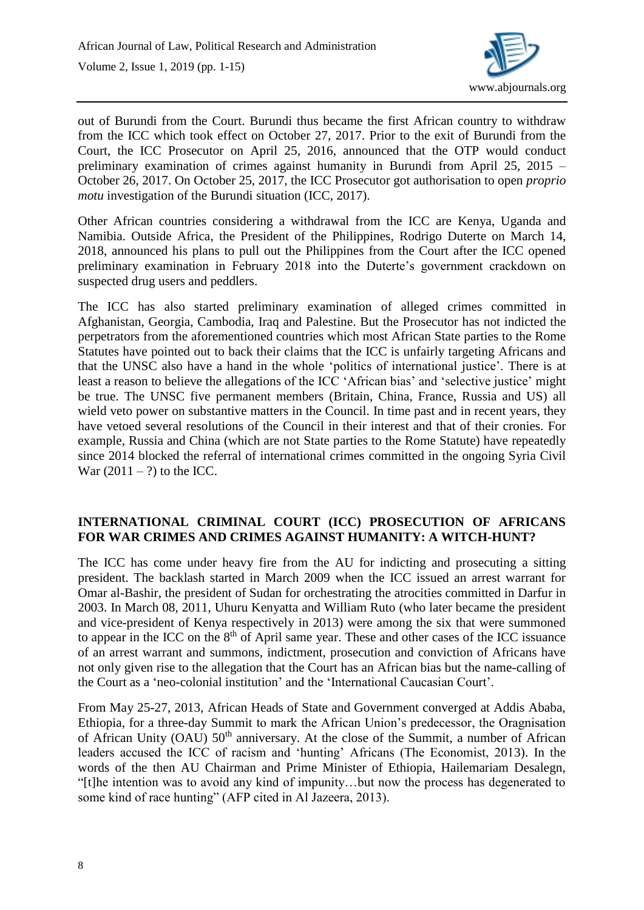out of Burundi from the Court. Burundi thus became the first African country to withdraw from the ICC which took effect on October 27, 2017. Prior to the exit of Burundi from the Court, the ICC Prosecutor on April 25, 2016, announced that the OTP would conduct preliminary examination of crimes against humanity in Burundi from April 25, 2015 – October 26, 2017. On October 25, 2017, the ICC Prosecutor got authorisation to open *proprio motu* investigation of the Burundi situation (ICC, 2017).

Other African countries considering a withdrawal from the ICC are Kenya, Uganda and Namibia. Outside Africa, the President of the Philippines, Rodrigo Duterte on March 14, 2018, announced his plans to pull out the Philippines from the Court after the ICC opened preliminary examination in February 2018 into the Duterte's government crackdown on suspected drug users and peddlers.

The ICC has also started preliminary examination of alleged crimes committed in Afghanistan, Georgia, Cambodia, Iraq and Palestine. But the Prosecutor has not indicted the perpetrators from the aforementioned countries which most African State parties to the Rome Statutes have pointed out to back their claims that the ICC is unfairly targeting Africans and that the UNSC also have a hand in the whole 'politics of international justice'. There is at least a reason to believe the allegations of the ICC 'African bias' and 'selective justice' might be true. The UNSC five permanent members (Britain, China, France, Russia and US) all wield veto power on substantive matters in the Council. In time past and in recent years, they have vetoed several resolutions of the Council in their interest and that of their cronies. For example, Russia and China (which are not State parties to the Rome Statute) have repeatedly since 2014 blocked the referral of international crimes committed in the ongoing Syria Civil War (2011 – ?) to the ICC.

## INTERNATIONAL CRIMINAL COURT (ICC) PROSECUTION OF AFRICANS FOR WAR CRIMES AND CRIMES AGAINST HUMANITY: A WITCH-HUNT?

The ICC has come under heavy fire from the AU for indicting and prosecuting a sitting president. The backlash started in March 2009 when the ICC issued an arrest warrant for Omar al-Bashir, the president of Sudan for orchestrating the atrocities committed in Darfur in 2003. In March 08, 2011, Uhuru Kenyatta and William Ruto (who later became the president and vice-president of Kenya respectively in 2013) were among the six that were summoned to appear in the ICC on the 8th of April same year. These and other cases of the ICC issuance of an arrest warrant and summons, indictment, prosecution and conviction of Africans have not only given rise to the allegation that the Court has an African bias but the name-calling of the Court as a 'neo-colonial institution' and the 'International Caucasian Court'.

From May 25-27, 2013, African Heads of State and Government converged at Addis Ababa, Ethiopia, for a three-day Summit to mark the African Union's predecessor, the Oragnisation of African Unity (OAU) 50th anniversary. At the close of the Summit, a number of African leaders accused the ICC of racism and 'hunting' Africans (The Economist, 2013). In the words of the then AU Chairman and Prime Minister of Ethiopia, Hailemariam Desalegn, "[t]he intention was to avoid any kind of impunity…but now the process has degenerated to some kind of race hunting" (AFP cited in Al Jazeera, 2013).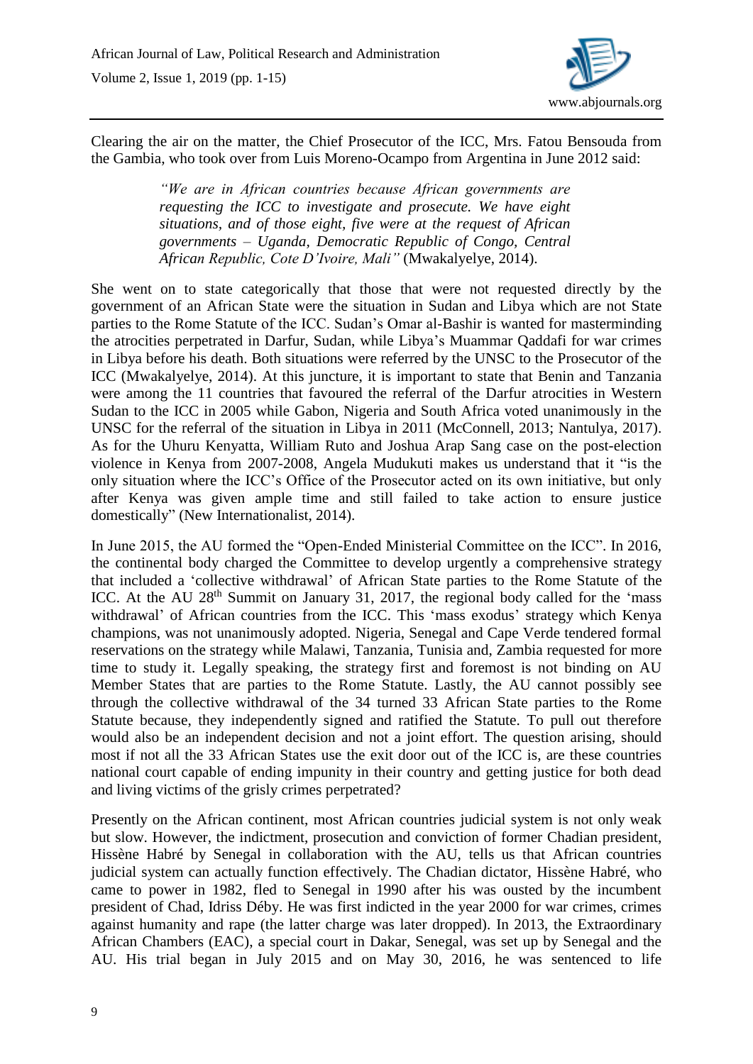Clearing the air on the matter, the Chief Prosecutor of the ICC, Mrs. Fatou Bensouda from the Gambia, who took over from Luis Moreno-Ocampo from Argentina in June 2012 said:

> *"We are in African countries because African governments are requesting the ICC to investigate and prosecute. We have eight situations, and of those eight, five were at the request of African governments – Uganda, Democratic Republic of Congo, Central African Republic, Cote D'Ivoire, Mali"* (Mwakalyelye, 2014).

She went on to state categorically that those that were not requested directly by the government of an African State were the situation in Sudan and Libya which are not State parties to the Rome Statute of the ICC. Sudan's Omar al-Bashir is wanted for masterminding the atrocities perpetrated in Darfur, Sudan, while Libya's Muammar Qaddafi for war crimes in Libya before his death. Both situations were referred by the UNSC to the Prosecutor of the ICC (Mwakalyelye, 2014). At this juncture, it is important to state that Benin and Tanzania were among the 11 countries that favoured the referral of the Darfur atrocities in Western Sudan to the ICC in 2005 while Gabon, Nigeria and South Africa voted unanimously in the UNSC for the referral of the situation in Libya in 2011 (McConnell, 2013; Nantulya, 2017). As for the Uhuru Kenyatta, William Ruto and Joshua Arap Sang case on the post-election violence in Kenya from 2007-2008, Angela Mudukuti makes us understand that it "is the only situation where the ICC's Office of the Prosecutor acted on its own initiative, but only after Kenya was given ample time and still failed to take action to ensure justice domestically" (New Internationalist, 2014).

In June 2015, the AU formed the "Open-Ended Ministerial Committee on the ICC". In 2016, the continental body charged the Committee to develop urgently a comprehensive strategy that included a 'collective withdrawal' of African State parties to the Rome Statute of the ICC. At the AU 28th Summit on January 31, 2017, the regional body called for the 'mass withdrawal' of African countries from the ICC. This 'mass exodus' strategy which Kenya champions, was not unanimously adopted. Nigeria, Senegal and Cape Verde tendered formal reservations on the strategy while Malawi, Tanzania, Tunisia and, Zambia requested for more time to study it. Legally speaking, the strategy first and foremost is not binding on AU Member States that are parties to the Rome Statute. Lastly, the AU cannot possibly see through the collective withdrawal of the 34 turned 33 African State parties to the Rome Statute because, they independently signed and ratified the Statute. To pull out therefore would also be an independent decision and not a joint effort. The question arising, should most if not all the 33 African States use the exit door out of the ICC is, are these countries national court capable of ending impunity in their country and getting justice for both dead and living victims of the grisly crimes perpetrated?

Presently on the African continent, most African countries judicial system is not only weak but slow. However, the indictment, prosecution and conviction of former Chadian president, Hissène Habré by Senegal in collaboration with the AU, tells us that African countries judicial system can actually function effectively. The Chadian dictator, Hissène Habré, who came to power in 1982, fled to Senegal in 1990 after his was ousted by the incumbent president of Chad, Idriss Déby. He was first indicted in the year 2000 for war crimes, crimes against humanity and rape (the latter charge was later dropped). In 2013, the Extraordinary African Chambers (EAC), a special court in Dakar, Senegal, was set up by Senegal and the AU. His trial began in July 2015 and on May 30, 2016, he was sentenced to life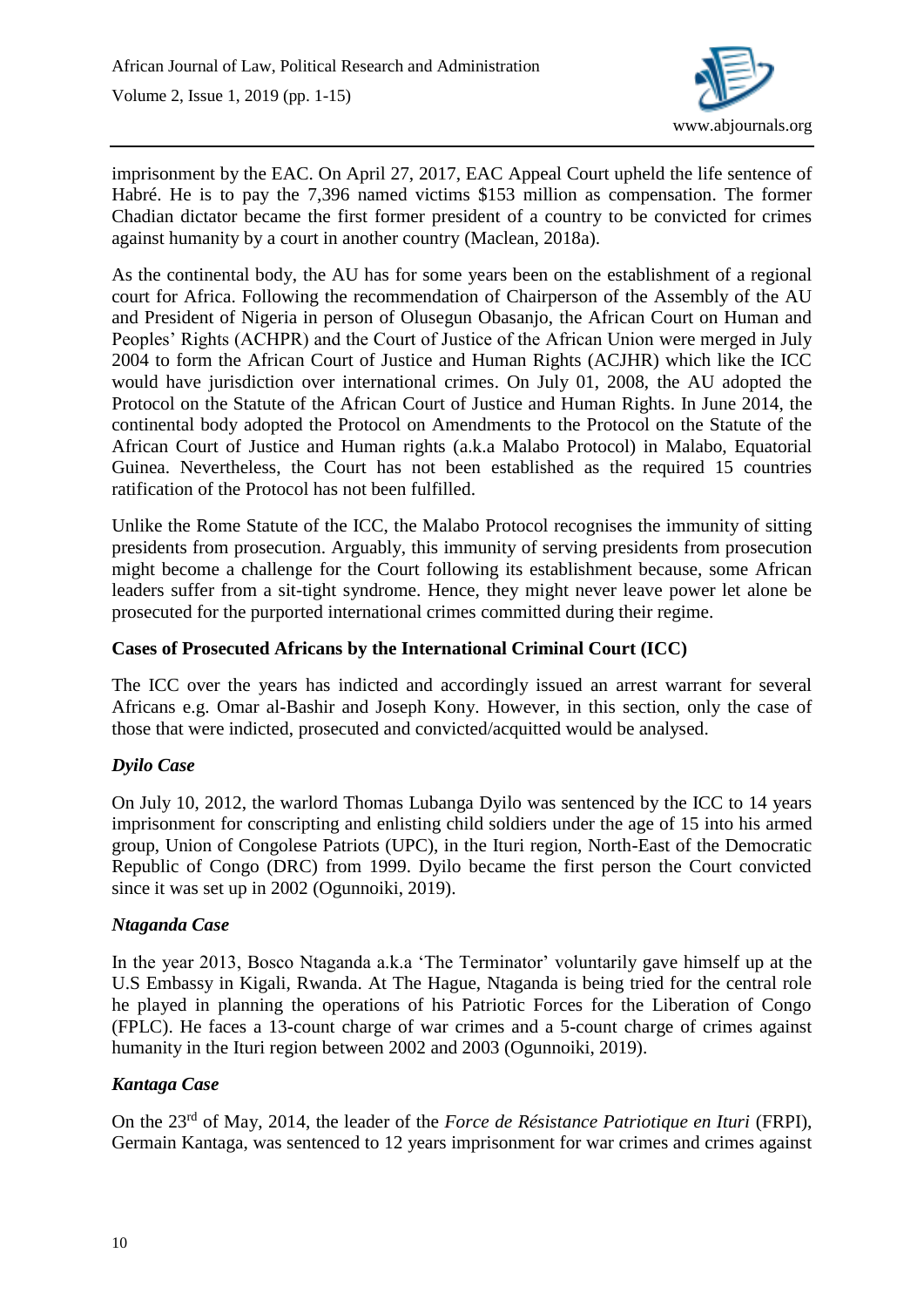imprisonment by the EAC. On April 27, 2017, EAC Appeal Court upheld the life sentence of Habré. He is to pay the 7,396 named victims $153 million as compensation. The former Chadian dictator became the first former president of a country to be convicted for crimes against humanity by a court in another country (Maclean, 2018a).

As the continental body, the AU has for some years been on the establishment of a regional court for Africa. Following the recommendation of Chairperson of the Assembly of the AU and President of Nigeria in person of Olusegun Obasanjo, the African Court on Human and Peoples' Rights (ACHPR) and the Court of Justice of the African Union were merged in July 2004 to form the African Court of Justice and Human Rights (ACJHR) which like the ICC would have jurisdiction over international crimes. On July 01, 2008, the AU adopted the Protocol on the Statute of the African Court of Justice and Human Rights. In June 2014, the continental body adopted the Protocol on Amendments to the Protocol on the Statute of the African Court of Justice and Human rights (a.k.a Malabo Protocol) in Malabo, Equatorial Guinea. Nevertheless, the Court has not been established as the required 15 countries ratification of the Protocol has not been fulfilled.

Unlike the Rome Statute of the ICC, the Malabo Protocol recognises the immunity of sitting presidents from prosecution. Arguably, this immunity of serving presidents from prosecution might become a challenge for the Court following its establishment because, some African leaders suffer from a sit-tight syndrome. Hence, they might never leave power let alone be prosecuted for the purported international crimes committed during their regime.

**Cases of Prosecuted Africans by the International Criminal Court (ICC)**

The ICC over the years has indicted and accordingly issued an arrest warrant for several Africans e.g. Omar al-Bashir and Joseph Kony. However, in this section, only the case of those that were indicted, prosecuted and convicted/acquitted would be analysed.

***Dyilo Case***

On July 10, 2012, the warlord Thomas Lubanga Dyilo was sentenced by the ICC to 14 years imprisonment for conscripting and enlisting child soldiers under the age of 15 into his armed group, Union of Congolese Patriots (UPC), in the Ituri region, North-East of the Democratic Republic of Congo (DRC) from 1999. Dyilo became the first person the Court convicted since it was set up in 2002 (Ogunnoiki, 2019).

***Ntaganda Case***

In the year 2013, Bosco Ntaganda a.k.a 'The Terminator' voluntarily gave himself up at the U.S Embassy in Kigali, Rwanda. At The Hague, Ntaganda is being tried for the central role he played in planning the operations of his Patriotic Forces for the Liberation of Congo (FPLC). He faces a 13-count charge of war crimes and a 5-count charge of crimes against humanity in the Ituri region between 2002 and 2003 (Ogunnoiki, 2019).

***Kantaga Case***

On the 23rd of May, 2014, the leader of the *Force de Résistance Patriotique en Ituri* (FRPI), Germain Kantaga, was sentenced to 12 years imprisonment for war crimes and crimes against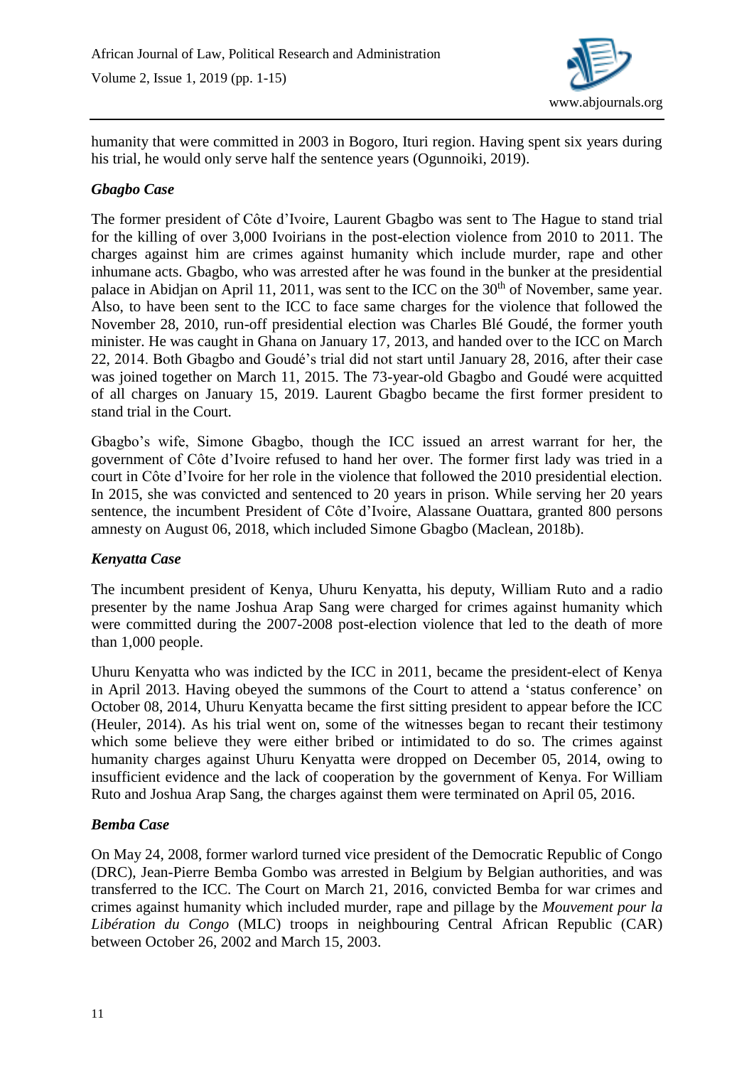humanity that were committed in 2003 in Bogoro, Ituri region. Having spent six years during his trial, he would only serve half the sentence years (Ogunnoiki, 2019).

### *Gbagbo Case*

The former president of Côte d'Ivoire, Laurent Gbagbo was sent to The Hague to stand trial for the killing of over 3,000 Ivoirians in the post-election violence from 2010 to 2011. The charges against him are crimes against humanity which include murder, rape and other inhumane acts. Gbagbo, who was arrested after he was found in the bunker at the presidential palace in Abidjan on April 11, 2011, was sent to the ICC on the 30th of November, same year. Also, to have been sent to the ICC to face same charges for the violence that followed the November 28, 2010, run-off presidential election was Charles Blé Goudé, the former youth minister. He was caught in Ghana on January 17, 2013, and handed over to the ICC on March 22, 2014. Both Gbagbo and Goudé's trial did not start until January 28, 2016, after their case was joined together on March 11, 2015. The 73-year-old Gbagbo and Goudé were acquitted of all charges on January 15, 2019. Laurent Gbagbo became the first former president to stand trial in the Court.

Gbagbo's wife, Simone Gbagbo, though the ICC issued an arrest warrant for her, the government of Côte d'Ivoire refused to hand her over. The former first lady was tried in a court in Côte d'Ivoire for her role in the violence that followed the 2010 presidential election. In 2015, she was convicted and sentenced to 20 years in prison. While serving her 20 years sentence, the incumbent President of Côte d'Ivoire, Alassane Ouattara, granted 800 persons amnesty on August 06, 2018, which included Simone Gbagbo (Maclean, 2018b).

### *Kenyatta Case*

The incumbent president of Kenya, Uhuru Kenyatta, his deputy, William Ruto and a radio presenter by the name Joshua Arap Sang were charged for crimes against humanity which were committed during the 2007-2008 post-election violence that led to the death of more than 1,000 people.

Uhuru Kenyatta who was indicted by the ICC in 2011, became the president-elect of Kenya in April 2013. Having obeyed the summons of the Court to attend a 'status conference' on October 08, 2014, Uhuru Kenyatta became the first sitting president to appear before the ICC (Heuler, 2014). As his trial went on, some of the witnesses began to recant their testimony which some believe they were either bribed or intimidated to do so. The crimes against humanity charges against Uhuru Kenyatta were dropped on December 05, 2014, owing to insufficient evidence and the lack of cooperation by the government of Kenya. For William Ruto and Joshua Arap Sang, the charges against them were terminated on April 05, 2016.

### *Bemba Case*

On May 24, 2008, former warlord turned vice president of the Democratic Republic of Congo (DRC), Jean-Pierre Bemba Gombo was arrested in Belgium by Belgian authorities, and was transferred to the ICC. The Court on March 21, 2016, convicted Bemba for war crimes and crimes against humanity which included murder, rape and pillage by the *Mouvement pour la Libération du Congo* (MLC) troops in neighbouring Central African Republic (CAR) between October 26, 2002 and March 15, 2003.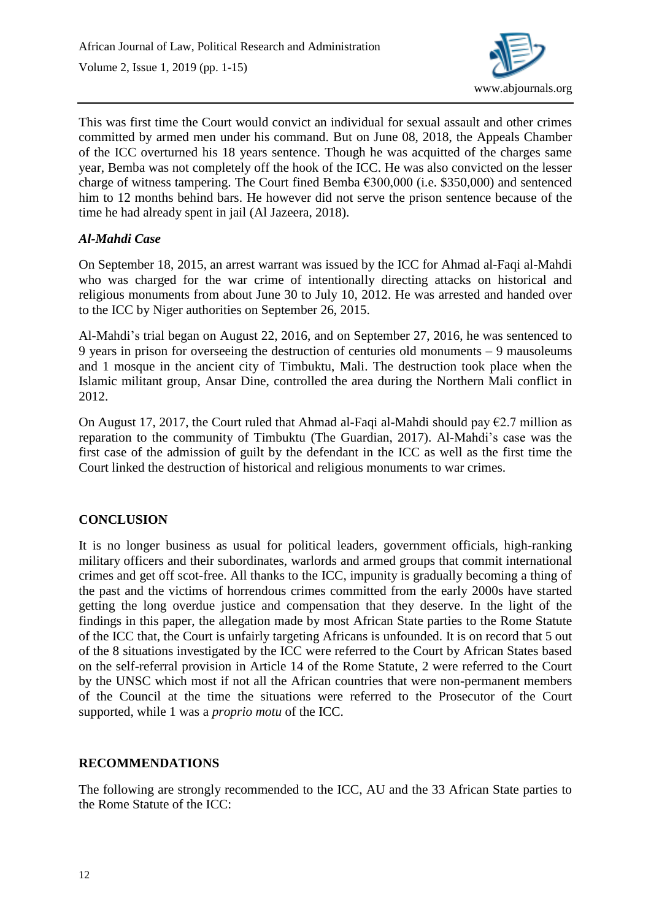This was first time the Court would convict an individual for sexual assault and other crimes committed by armed men under his command. But on June 08, 2018, the Appeals Chamber of the ICC overturned his 18 years sentence. Though he was acquitted of the charges same year, Bemba was not completely off the hook of the ICC. He was also convicted on the lesser charge of witness tampering. The Court fined Bemba €300,000 (i.e. $350,000) and sentenced him to 12 months behind bars. He however did not serve the prison sentence because of the time he had already spent in jail (Al Jazeera, 2018).

### *Al-Mahdi Case*

On September 18, 2015, an arrest warrant was issued by the ICC for Ahmad al-Faqi al-Mahdi who was charged for the war crime of intentionally directing attacks on historical and religious monuments from about June 30 to July 10, 2012. He was arrested and handed over to the ICC by Niger authorities on September 26, 2015.

Al-Mahdi's trial began on August 22, 2016, and on September 27, 2016, he was sentenced to 9 years in prison for overseeing the destruction of centuries old monuments – 9 mausoleums and 1 mosque in the ancient city of Timbuktu, Mali. The destruction took place when the Islamic militant group, Ansar Dine, controlled the area during the Northern Mali conflict in 2012.

On August 17, 2017, the Court ruled that Ahmad al-Faqi al-Mahdi should pay €2.7 million as reparation to the community of Timbuktu (The Guardian, 2017). Al-Mahdi's case was the first case of the admission of guilt by the defendant in the ICC as well as the first time the Court linked the destruction of historical and religious monuments to war crimes.

## CONCLUSION

It is no longer business as usual for political leaders, government officials, high-ranking military officers and their subordinates, warlords and armed groups that commit international crimes and get off scot-free. All thanks to the ICC, impunity is gradually becoming a thing of the past and the victims of horrendous crimes committed from the early 2000s have started getting the long overdue justice and compensation that they deserve. In the light of the findings in this paper, the allegation made by most African State parties to the Rome Statute of the ICC that, the Court is unfairly targeting Africans is unfounded. It is on record that 5 out of the 8 situations investigated by the ICC were referred to the Court by African States based on the self-referral provision in Article 14 of the Rome Statute, 2 were referred to the Court by the UNSC which most if not all the African countries that were non-permanent members of the Council at the time the situations were referred to the Prosecutor of the Court supported, while 1 was a *proprio motu* of the ICC.

## RECOMMENDATIONS

The following are strongly recommended to the ICC, AU and the 33 African State parties to the Rome Statute of the ICC: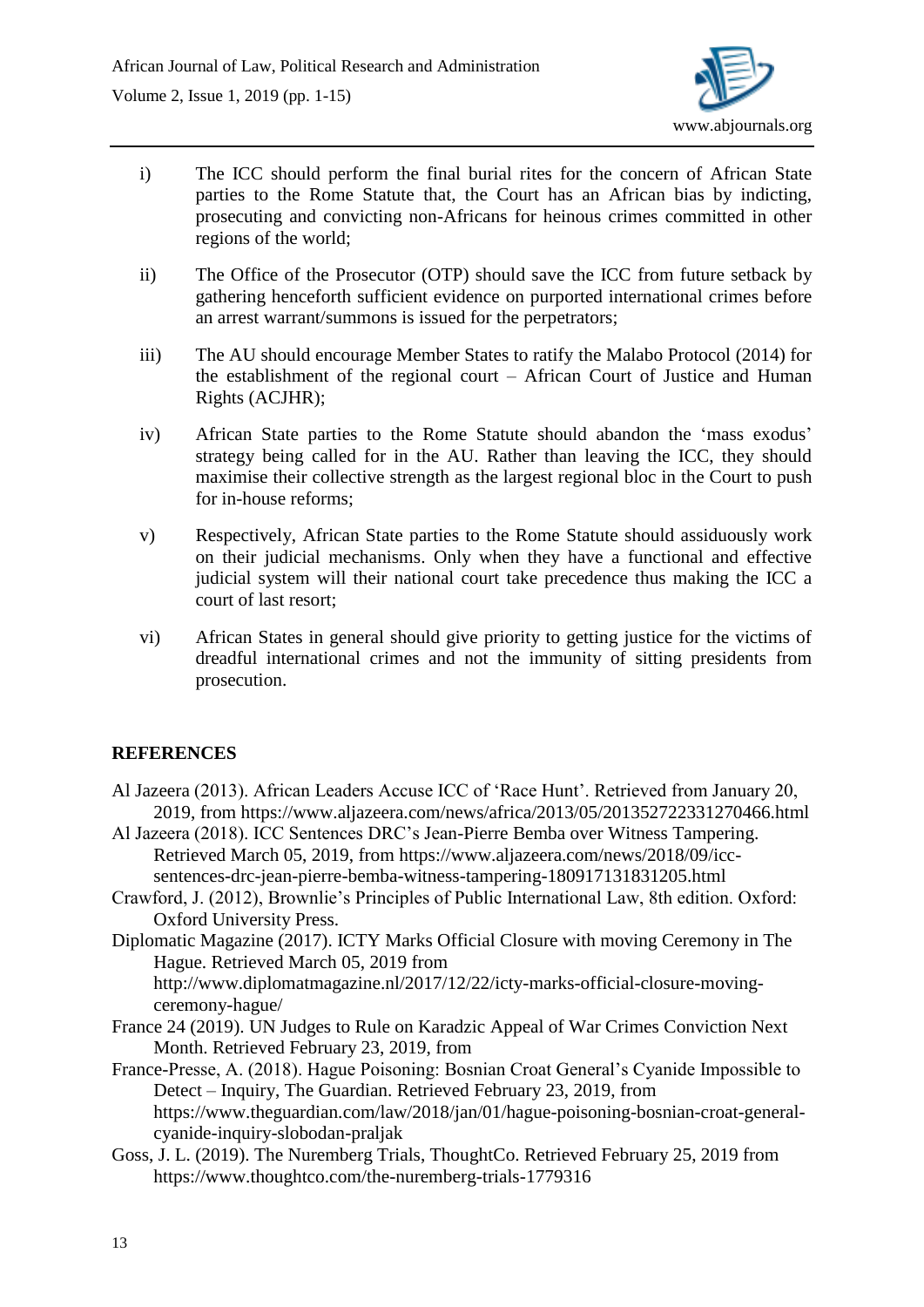i) The ICC should perform the final burial rites for the concern of African State parties to the Rome Statute that, the Court has an African bias by indicting, prosecuting and convicting non-Africans for heinous crimes committed in other regions of the world;

ii) The Office of the Prosecutor (OTP) should save the ICC from future setback by gathering henceforth sufficient evidence on purported international crimes before an arrest warrant/summons is issued for the perpetrators;

iii) The AU should encourage Member States to ratify the Malabo Protocol (2014) for the establishment of the regional court – African Court of Justice and Human Rights (ACJHR);

iv) African State parties to the Rome Statute should abandon the 'mass exodus' strategy being called for in the AU. Rather than leaving the ICC, they should maximise their collective strength as the largest regional bloc in the Court to push for in-house reforms;

v) Respectively, African State parties to the Rome Statute should assiduously work on their judicial mechanisms. Only when they have a functional and effective judicial system will their national court take precedence thus making the ICC a court of last resort;

vi) African States in general should give priority to getting justice for the victims of dreadful international crimes and not the immunity of sitting presidents from prosecution.

## REFERENCES

Al Jazeera (2013). African Leaders Accuse ICC of 'Race Hunt'. Retrieved from January 20, 2019, from https://www.aljazeera.com/news/africa/2013/05/201352722331270466.html

Al Jazeera (2018). ICC Sentences DRC's Jean-Pierre Bemba over Witness Tampering. Retrieved March 05, 2019, from https://www.aljazeera.com/news/2018/09/icc-sentences-drc-jean-pierre-bemba-witness-tampering-180917131831205.html

Crawford, J. (2012), Brownlie's Principles of Public International Law, 8th edition. Oxford: Oxford University Press.

Diplomatic Magazine (2017). ICTY Marks Official Closure with moving Ceremony in The Hague. Retrieved March 05, 2019 from http://www.diplomatmagazine.nl/2017/12/22/icty-marks-official-closure-moving-ceremony-hague/

France 24 (2019). UN Judges to Rule on Karadzic Appeal of War Crimes Conviction Next Month. Retrieved February 23, 2019, from

France-Presse, A. (2018). Hague Poisoning: Bosnian Croat General's Cyanide Impossible to Detect – Inquiry, The Guardian. Retrieved February 23, 2019, from https://www.theguardian.com/law/2018/jan/01/hague-poisoning-bosnian-croat-general-cyanide-inquiry-slobodan-praljak

Goss, J. L. (2019). The Nuremberg Trials, ThoughtCo. Retrieved February 25, 2019 from https://www.thoughtco.com/the-nuremberg-trials-1779316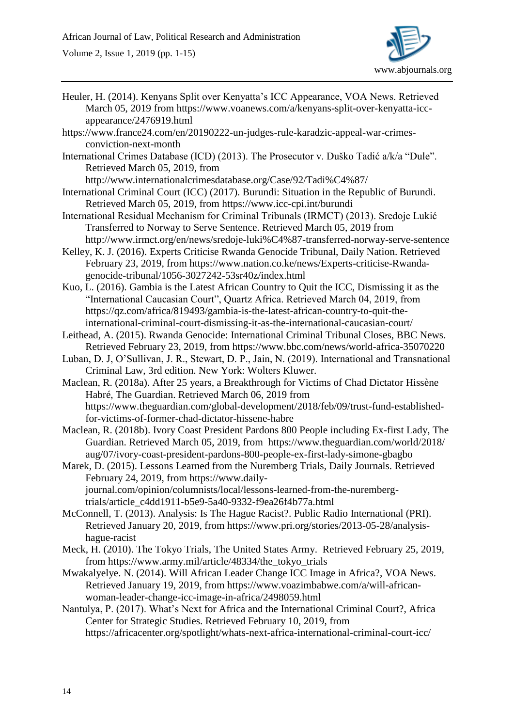Heuler, H. (2014). Kenyans Split over Kenyatta's ICC Appearance, VOA News. Retrieved March 05, 2019 from https://www.voanews.com/a/kenyans-split-over-kenyatta-icc-appearance/2476919.html

https://www.france24.com/en/20190222-un-judges-rule-karadzic-appeal-war-crimes-conviction-next-month

International Crimes Database (ICD) (2013). The Prosecutor v. Duško Tadić a/k/a "Dule". Retrieved March 05, 2019, from http://www.internationalcrimesdatabase.org/Case/92/Tadi%C4%87/

International Criminal Court (ICC) (2017). Burundi: Situation in the Republic of Burundi. Retrieved March 05, 2019, from https://www.icc-cpi.int/burundi

International Residual Mechanism for Criminal Tribunals (IRMCT) (2013). Sredoje Lukić Transferred to Norway to Serve Sentence. Retrieved March 05, 2019 from http://www.irmct.org/en/news/sredoje-luki%C4%87-transferred-norway-serve-sentence

Kelley, K. J. (2016). Experts Criticise Rwanda Genocide Tribunal, Daily Nation. Retrieved February 23, 2019, from https://www.nation.co.ke/news/Experts-criticise-Rwanda-genocide-tribunal/1056-3027242-53sr40z/index.html

Kuo, L. (2016). Gambia is the Latest African Country to Quit the ICC, Dismissing it as the "International Caucasian Court", Quartz Africa. Retrieved March 04, 2019, from https://qz.com/africa/819493/gambia-is-the-latest-african-country-to-quit-the-international-criminal-court-dismissing-it-as-the-international-caucasian-court/

Leithead, A. (2015). Rwanda Genocide: International Criminal Tribunal Closes, BBC News. Retrieved February 23, 2019, from https://www.bbc.com/news/world-africa-35070220

Luban, D. J, O'Sullivan, J. R., Stewart, D. P., Jain, N. (2019). International and Transnational Criminal Law, 3rd edition. New York: Wolters Kluwer.

Maclean, R. (2018a). After 25 years, a Breakthrough for Victims of Chad Dictator Hissène Habré, The Guardian. Retrieved March 06, 2019 from https://www.theguardian.com/global-development/2018/feb/09/trust-fund-established-for-victims-of-former-chad-dictator-hissene-habre

Maclean, R. (2018b). Ivory Coast President Pardons 800 People including Ex-first Lady, The Guardian. Retrieved March 05, 2019, from https://www.theguardian.com/world/2018/aug/07/ivory-coast-president-pardons-800-people-ex-first-lady-simone-gbagbo

Marek, D. (2015). Lessons Learned from the Nuremberg Trials, Daily Journals. Retrieved February 24, 2019, from https://www.daily-journal.com/opinion/columnists/local/lessons-learned-from-the-nuremberg-trials/article_c4dd1911-b5e9-5a40-9332-f9ea26f4b77a.html

McConnell, T. (2013). Analysis: Is The Hague Racist?. Public Radio International (PRI). Retrieved January 20, 2019, from https://www.pri.org/stories/2013-05-28/analysis-hague-racist

Meck, H. (2010). The Tokyo Trials, The United States Army. Retrieved February 25, 2019, from https://www.army.mil/article/48334/the_tokyo_trials

Mwakalyelye. N. (2014). Will African Leader Change ICC Image in Africa?, VOA News. Retrieved January 19, 2019, from https://www.voazimbabwe.com/a/will-african-woman-leader-change-icc-image-in-africa/2498059.html

Nantulya, P. (2017). What's Next for Africa and the International Criminal Court?, Africa Center for Strategic Studies. Retrieved February 10, 2019, from https://africacenter.org/spotlight/whats-next-africa-international-criminal-court-icc/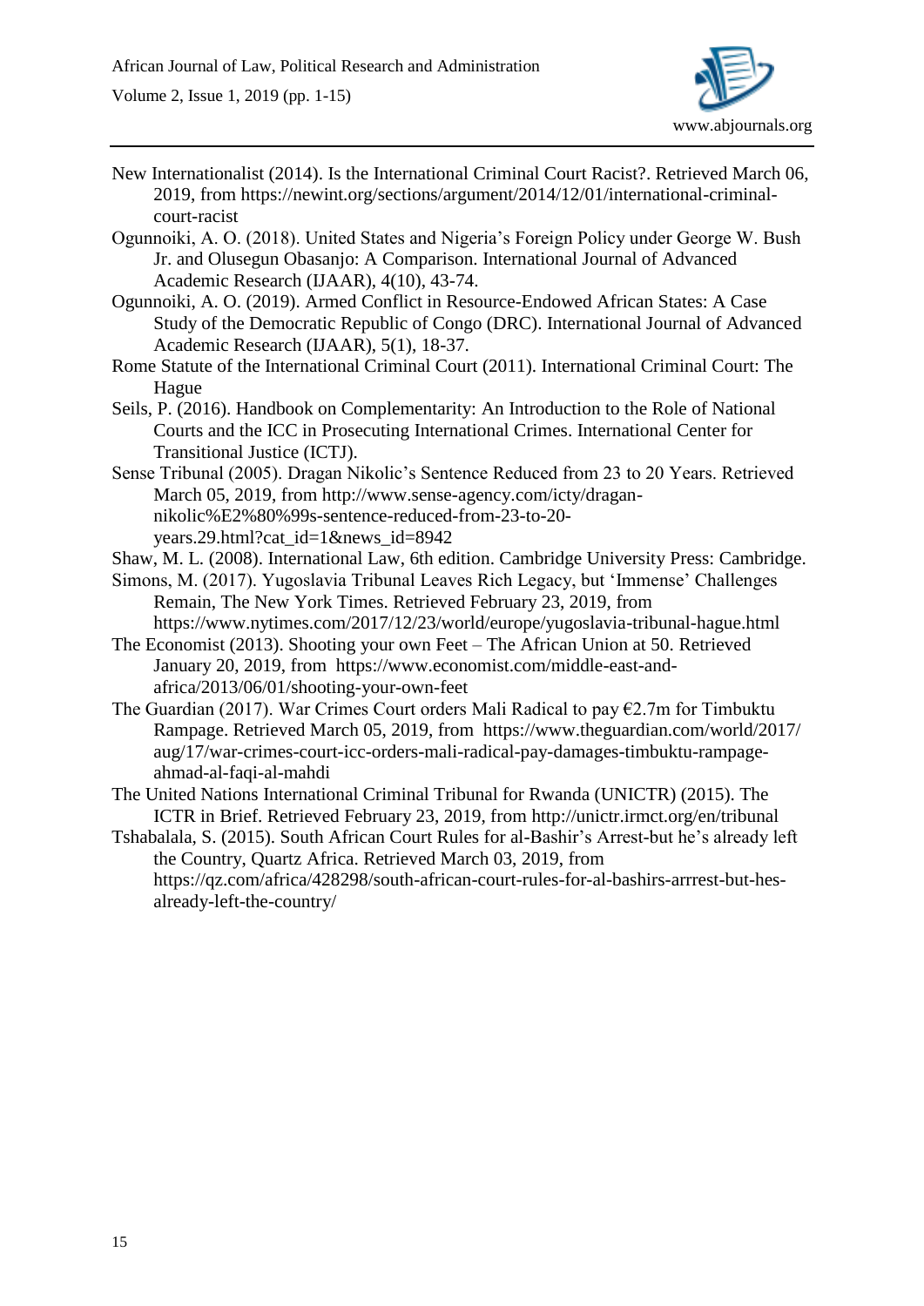New Internationalist (2014). Is the International Criminal Court Racist?. Retrieved March 06, 2019, from https://newint.org/sections/argument/2014/12/01/international-criminal-court-racist

Ogunnoiki, A. O. (2018). United States and Nigeria's Foreign Policy under George W. Bush Jr. and Olusegun Obasanjo: A Comparison. International Journal of Advanced Academic Research (IJAAR), 4(10), 43-74.

Ogunnoiki, A. O. (2019). Armed Conflict in Resource-Endowed African States: A Case Study of the Democratic Republic of Congo (DRC). International Journal of Advanced Academic Research (IJAAR), 5(1), 18-37.

Rome Statute of the International Criminal Court (2011). International Criminal Court: The Hague

Seils, P. (2016). Handbook on Complementarity: An Introduction to the Role of National Courts and the ICC in Prosecuting International Crimes. International Center for Transitional Justice (ICTJ).

Sense Tribunal (2005). Dragan Nikolic's Sentence Reduced from 23 to 20 Years. Retrieved March 05, 2019, from http://www.sense-agency.com/icty/dragan-nikolic%E2%80%99s-sentence-reduced-from-23-to-20-years.29.html?cat_id=1&news_id=8942

Shaw, M. L. (2008). International Law, 6th edition. Cambridge University Press: Cambridge.

Simons, M. (2017). Yugoslavia Tribunal Leaves Rich Legacy, but 'Immense' Challenges Remain, The New York Times. Retrieved February 23, 2019, from https://www.nytimes.com/2017/12/23/world/europe/yugoslavia-tribunal-hague.html

The Economist (2013). Shooting your own Feet – The African Union at 50. Retrieved January 20, 2019, from https://www.economist.com/middle-east-and-africa/2013/06/01/shooting-your-own-feet

The Guardian (2017). War Crimes Court orders Mali Radical to pay €2.7m for Timbuktu Rampage. Retrieved March 05, 2019, from https://www.theguardian.com/world/2017/aug/17/war-crimes-court-icc-orders-mali-radical-pay-damages-timbuktu-rampage-ahmad-al-faqi-al-mahdi

The United Nations International Criminal Tribunal for Rwanda (UNICTR) (2015). The ICTR in Brief. Retrieved February 23, 2019, from http://unictr.irmct.org/en/tribunal

Tshabalala, S. (2015). South African Court Rules for al-Bashir's Arrest-but he's already left the Country, Quartz Africa. Retrieved March 03, 2019, from https://qz.com/africa/428298/south-african-court-rules-for-al-bashirs-arrrest-but-hes-already-left-the-country/